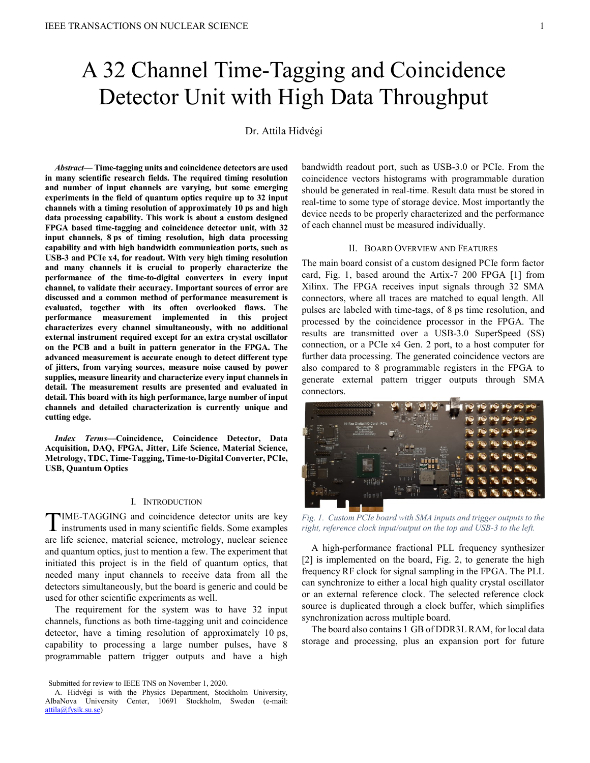# A 32 Channel Time-Tagging and Coincidence Detector Unit with High Data Throughput

Dr. Attila Hidvégi

***Abstract*— Time-tagging units and coincidence detectors are used in many scientific research fields. The required timing resolution and number of input channels are varying, but some emerging experiments in the field of quantum optics require up to 32 input channels with a timing resolution of approximately 10 ps and high data processing capability. This work is about a custom designed FPGA based time-tagging and coincidence detector unit, with 32 input channels, 8 ps of timing resolution, high data processing capability and with high bandwidth communication ports, such as USB-3 and PCIe x4, for readout. With very high timing resolution and many channels it is crucial to properly characterize the performance of the time-to-digital converters in every input channel, to validate their accuracy. Important sources of error are discussed and a common method of performance measurement is evaluated, together with its often overlooked flaws. The performance measurement implemented in this project characterizes every channel simultaneously, with no additional external instrument required except for an extra crystal oscillator on the PCB and a built in pattern generator in the FPGA. The advanced measurement is accurate enough to detect different type of jitters, from varying sources, measure noise caused by power supplies, measure linearity and characterize every input channels in detail. The measurement results are presented and evaluated in detail. This board with its high performance, large number of input channels and detailed characterization is currently unique and cutting edge.**

***Index Terms*—Coincidence, Coincidence Detector, Data Acquisition, DAQ, FPGA, Jitter, Life Science, Material Science, Metrology, TDC, Time-Tagging, Time-to-Digital Converter, PCIe, USB, Quantum Optics**

## I. Introduction

Time-tagging and coincidence detector units are key instruments used in many scientific fields. Some examples are life science, material science, metrology, nuclear science and quantum optics, just to mention a few. The experiment that initiated this project is in the field of quantum optics, that needed many input channels to receive data from all the detectors simultaneously, but the board is generic and could be used for other scientific experiments as well.

The requirement for the system was to have 32 input channels, functions as both time-tagging unit and coincidence detector, have a timing resolution of approximately 10 ps, capability to processing a large number pulses, have 8 programmable pattern trigger outputs and have a high bandwidth readout port, such as USB-3.0 or PCIe. From the coincidence vectors histograms with programmable duration should be generated in real-time. Result data must be stored in real-time to some type of storage device. Most importantly the device needs to be properly characterized and the performance of each channel must be measured individually.

## II. Board Overview and Features

The main board consist of a custom designed PCIe form factor card, Fig. 1, based around the Artix-7 200 FPGA [1] from Xilinx. The FPGA receives input signals through 32 SMA connectors, where all traces are matched to equal length. All pulses are labeled with time-tags, of 8 ps time resolution, and processed by the coincidence processor in the FPGA. The results are transmitted over a USB-3.0 SuperSpeed (SS) connection, or a PCIe x4 Gen. 2 port, to a host computer for further data processing. The generated coincidence vectors are also compared to 8 programmable registers in the FPGA to generate external pattern trigger outputs through SMA connectors.

*Fig. 1. Custom PCIe board with SMA inputs and trigger outputs to the right, reference clock input/output on the top and USB-3 to the left.*

A high-performance fractional PLL frequency synthesizer [2] is implemented on the board, Fig. 2, to generate the high frequency RF clock for signal sampling in the FPGA. The PLL can synchronize to either a local high quality crystal oscillator or an external reference clock. The selected reference clock source is duplicated through a clock buffer, which simplifies synchronization across multiple board.

The board also contains 1 GB of DDR3L RAM, for local data storage and processing, plus an expansion port for future

Submitted for review to IEEE TNS on November 1, 2020.

A. Hidvégi is with the Physics Department, Stockholm University, AlbaNova University Center, 10691 Stockholm, Sweden (e-mail: attila@fysik.su.se)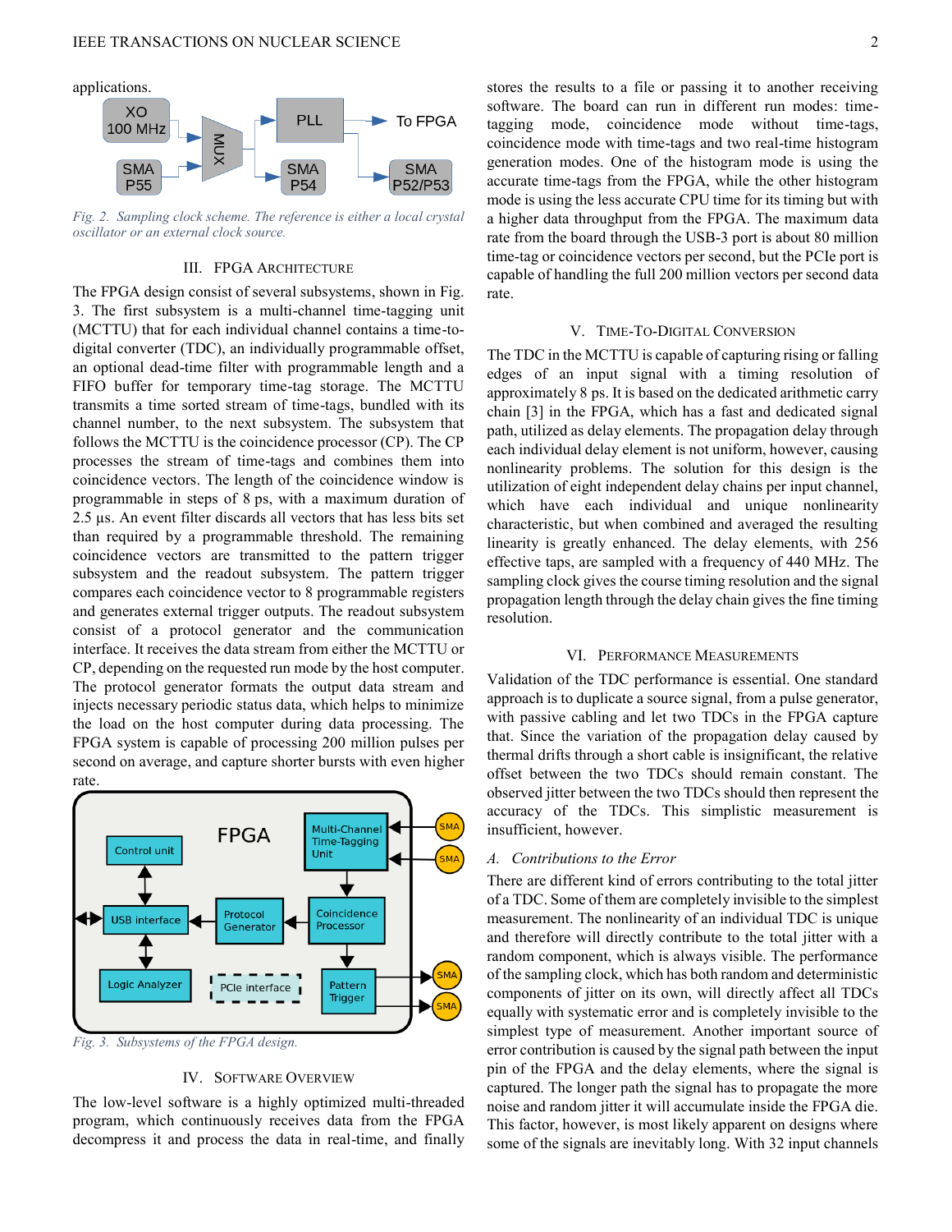applications.

Fig. 2. Sampling clock scheme. The reference is either a local crystal oscillator or an external clock source.

## III. FPGA Architecture

The FPGA design consist of several subsystems, shown in Fig. 3. The first subsystem is a multi-channel time-tagging unit (MCTTU) that for each individual channel contains a time-to-digital converter (TDC), an individually programmable offset, an optional dead-time filter with programmable length and a FIFO buffer for temporary time-tag storage. The MCTTU transmits a time sorted stream of time-tags, bundled with its channel number, to the next subsystem. The subsystem that follows the MCTTU is the coincidence processor (CP). The CP processes the stream of time-tags and combines them into coincidence vectors. The length of the coincidence window is programmable in steps of 8 ps, with a maximum duration of 2.5 µs. An event filter discards all vectors that has less bits set than required by a programmable threshold. The remaining coincidence vectors are transmitted to the pattern trigger subsystem and the readout subsystem. The pattern trigger compares each coincidence vector to 8 programmable registers and generates external trigger outputs. The readout subsystem consist of a protocol generator and the communication interface. It receives the data stream from either the MCTTU or CP, depending on the requested run mode by the host computer. The protocol generator formats the output data stream and injects necessary periodic status data, which helps to minimize the load on the host computer during data processing. The FPGA system is capable of processing 200 million pulses per second on average, and capture shorter bursts with even higher rate.

Fig. 3. Subsystems of the FPGA design.

## IV. Software Overview

The low-level software is a highly optimized multi-threaded program, which continuously receives data from the FPGA decompress it and process the data in real-time, and finally stores the results to a file or passing it to another receiving software. The board can run in different run modes: time-tagging mode, coincidence mode without time-tags, coincidence mode with time-tags and two real-time histogram generation modes. One of the histogram mode is using the accurate time-tags from the FPGA, while the other histogram mode is using the less accurate CPU time for its timing but with a higher data throughput from the FPGA. The maximum data rate from the board through the USB-3 port is about 80 million time-tag or coincidence vectors per second, but the PCIe port is capable of handling the full 200 million vectors per second data rate.

## V. Time-To-Digital Conversion

The TDC in the MCTTU is capable of capturing rising or falling edges of an input signal with a timing resolution of approximately 8 ps. It is based on the dedicated arithmetic carry chain [3] in the FPGA, which has a fast and dedicated signal path, utilized as delay elements. The propagation delay through each individual delay element is not uniform, however, causing nonlinearity problems. The solution for this design is the utilization of eight independent delay chains per input channel, which have each individual and unique nonlinearity characteristic, but when combined and averaged the resulting linearity is greatly enhanced. The delay elements, with 256 effective taps, are sampled with a frequency of 440 MHz. The sampling clock gives the course timing resolution and the signal propagation length through the delay chain gives the fine timing resolution.

## VI. Performance Measurements

Validation of the TDC performance is essential. One standard approach is to duplicate a source signal, from a pulse generator, with passive cabling and let two TDCs in the FPGA capture that. Since the variation of the propagation delay caused by thermal drifts through a short cable is insignificant, the relative offset between the two TDCs should remain constant. The observed jitter between the two TDCs should then represent the accuracy of the TDCs. This simplistic measurement is insufficient, however.

### A. Contributions to the Error

There are different kind of errors contributing to the total jitter of a TDC. Some of them are completely invisible to the simplest measurement. The nonlinearity of an individual TDC is unique and therefore will directly contribute to the total jitter with a random component, which is always visible. The performance of the sampling clock, which has both random and deterministic components of jitter on its own, will directly affect all TDCs equally with systematic error and is completely invisible to the simplest type of measurement. Another important source of error contribution is caused by the signal path between the input pin of the FPGA and the delay elements, where the signal is captured. The longer path the signal has to propagate the more noise and random jitter it will accumulate inside the FPGA die. This factor, however, is most likely apparent on designs where some of the signals are inevitably long. With 32 input channels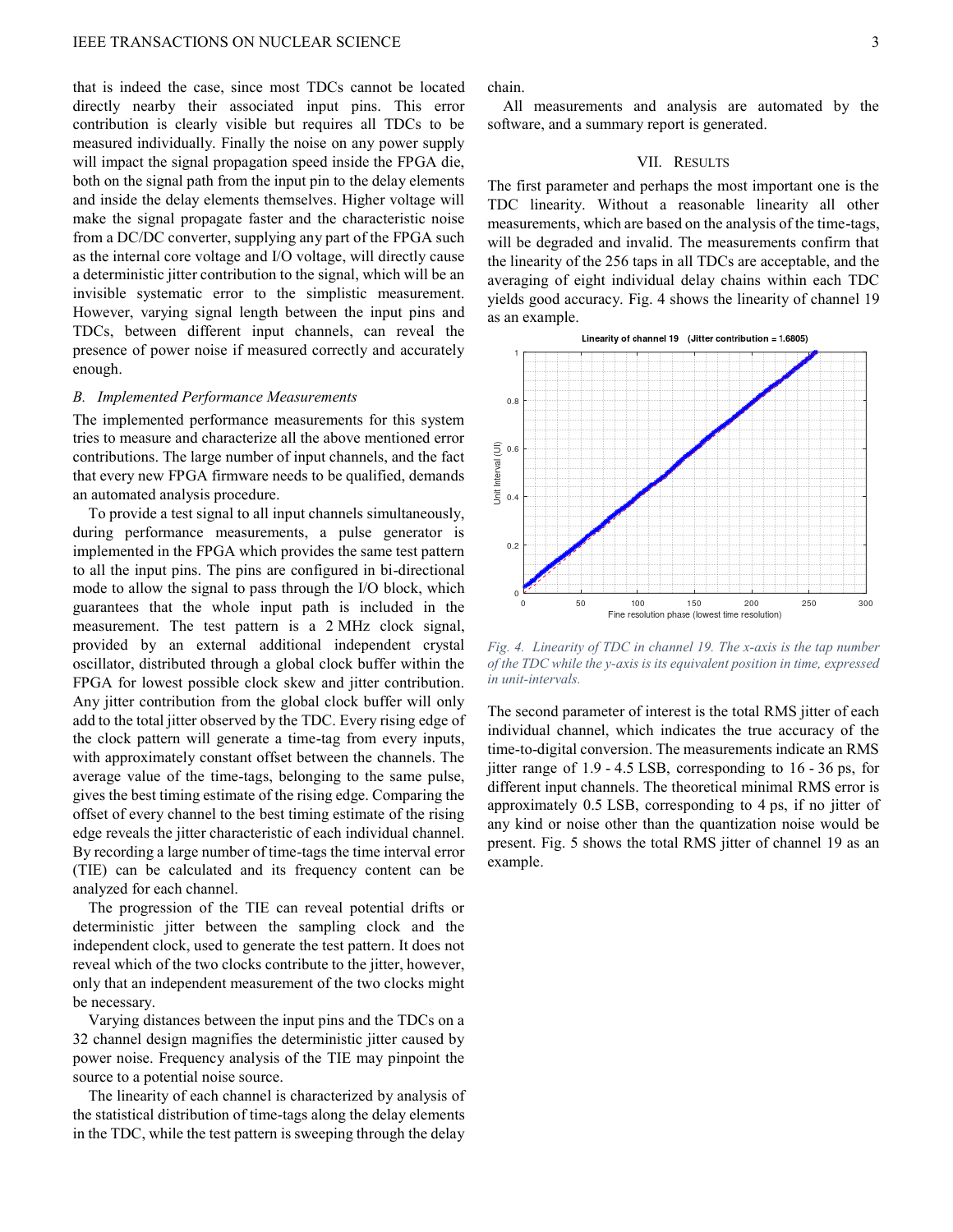that is indeed the case, since most TDCs cannot be located directly nearby their associated input pins. This error contribution is clearly visible but requires all TDCs to be measured individually. Finally the noise on any power supply will impact the signal propagation speed inside the FPGA die, both on the signal path from the input pin to the delay elements and inside the delay elements themselves. Higher voltage will make the signal propagate faster and the characteristic noise from a DC/DC converter, supplying any part of the FPGA such as the internal core voltage and I/O voltage, will directly cause a deterministic jitter contribution to the signal, which will be an invisible systematic error to the simplistic measurement. However, varying signal length between the input pins and TDCs, between different input channels, can reveal the presence of power noise if measured correctly and accurately enough.

### B. Implemented Performance Measurements

The implemented performance measurements for this system tries to measure and characterize all the above mentioned error contributions. The large number of input channels, and the fact that every new FPGA firmware needs to be qualified, demands an automated analysis procedure.

To provide a test signal to all input channels simultaneously, during performance measurements, a pulse generator is implemented in the FPGA which provides the same test pattern to all the input pins. The pins are configured in bi-directional mode to allow the signal to pass through the I/O block, which guarantees that the whole input path is included in the measurement. The test pattern is a 2 MHz clock signal, provided by an external additional independent crystal oscillator, distributed through a global clock buffer within the FPGA for lowest possible clock skew and jitter contribution. Any jitter contribution from the global clock buffer will only add to the total jitter observed by the TDC. Every rising edge of the clock pattern will generate a time-tag from every inputs, with approximately constant offset between the channels. The average value of the time-tags, belonging to the same pulse, gives the best timing estimate of the rising edge. Comparing the offset of every channel to the best timing estimate of the rising edge reveals the jitter characteristic of each individual channel. By recording a large number of time-tags the time interval error (TIE) can be calculated and its frequency content can be analyzed for each channel.

The progression of the TIE can reveal potential drifts or deterministic jitter between the sampling clock and the independent clock, used to generate the test pattern. It does not reveal which of the two clocks contribute to the jitter, however, only that an independent measurement of the two clocks might be necessary.

Varying distances between the input pins and the TDCs on a 32 channel design magnifies the deterministic jitter caused by power noise. Frequency analysis of the TIE may pinpoint the source to a potential noise source.

The linearity of each channel is characterized by analysis of the statistical distribution of time-tags along the delay elements in the TDC, while the test pattern is sweeping through the delay chain.

All measurements and analysis are automated by the software, and a summary report is generated.

## VII. Results

The first parameter and perhaps the most important one is the TDC linearity. Without a reasonable linearity all other measurements, which are based on the analysis of the time-tags, will be degraded and invalid. The measurements confirm that the linearity of the 256 taps in all TDCs are acceptable, and the averaging of eight individual delay chains within each TDC yields good accuracy. Fig. 4 shows the linearity of channel 19 as an example.

*Fig. 4. Linearity of TDC in channel 19. The x-axis is the tap number of the TDC while the y-axis is its equivalent position in time, expressed in unit-intervals.*

The second parameter of interest is the total RMS jitter of each individual channel, which indicates the true accuracy of the time-to-digital conversion. The measurements indicate an RMS jitter range of 1.9 - 4.5 LSB, corresponding to 16 - 36 ps, for different input channels. The theoretical minimal RMS error is approximately 0.5 LSB, corresponding to 4 ps, if no jitter of any kind or noise other than the quantization noise would be present. Fig. 5 shows the total RMS jitter of channel 19 as an example.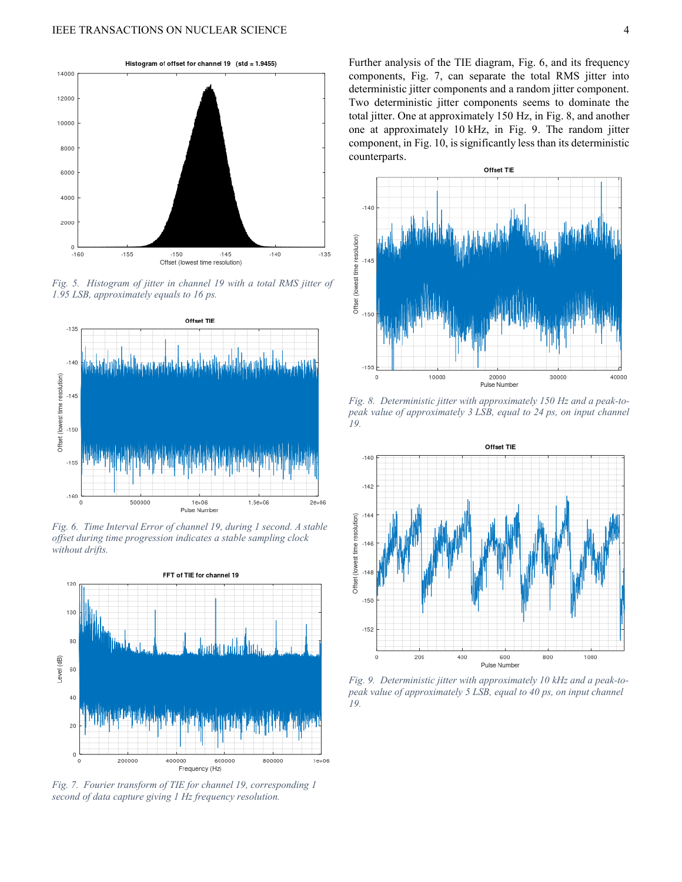Fig. 5. *Histogram of jitter in channel 19 with a total RMS jitter of 1.95 LSB, approximately equals to 16 ps.*

Fig. 6. *Time Interval Error of channel 19, during 1 second. A stable offset during time progression indicates a stable sampling clock without drifts.*

Fig. 7. *Fourier transform of TIE for channel 19, corresponding 1 second of data capture giving 1 Hz frequency resolution.*

Further analysis of the TIE diagram, Fig. 6, and its frequency components, Fig. 7, can separate the total RMS jitter into deterministic jitter components and a random jitter component. Two deterministic jitter components seems to dominate the total jitter. One at approximately 150 Hz, in Fig. 8, and another one at approximately 10 kHz, in Fig. 9. The random jitter component, in Fig. 10, is significantly less than its deterministic counterparts.

Fig. 8. *Deterministic jitter with approximately 150 Hz and a peak-to-peak value of approximately 3 LSB, equal to 24 ps, on input channel 19.*

Fig. 9. *Deterministic jitter with approximately 10 kHz and a peak-to-peak value of approximately 5 LSB, equal to 40 ps, on input channel 19.*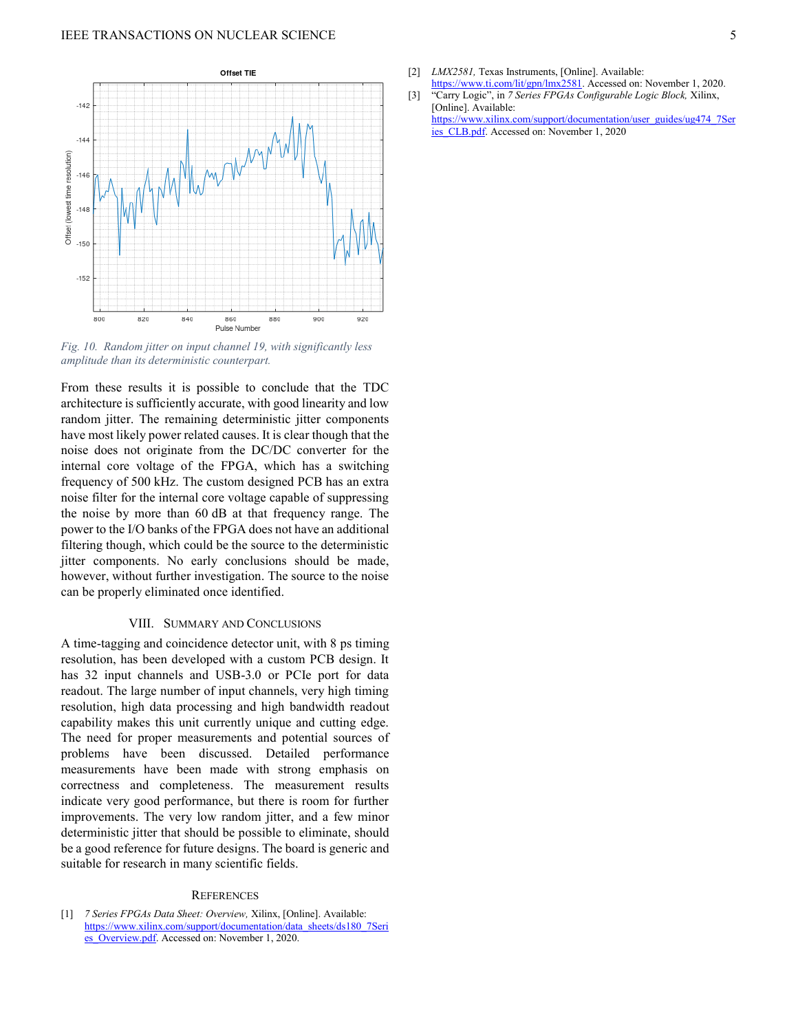Offset TIE

Offset (lowest time resolution)

-142

-144

-146

-148

-150

-152

800 820 840 860 880 900 920

Pulse Number

*Fig. 10. Random jitter on input channel 19, with significantly less amplitude than its deterministic counterpart.*

From these results it is possible to conclude that the TDC architecture is sufficiently accurate, with good linearity and low random jitter. The remaining deterministic jitter components have most likely power related causes. It is clear though that the noise does not originate from the DC/DC converter for the internal core voltage of the FPGA, which has a switching frequency of 500 kHz. The custom designed PCB has an extra noise filter for the internal core voltage capable of suppressing the noise by more than 60 dB at that frequency range. The power to the I/O banks of the FPGA does not have an additional filtering though, which could be the source to the deterministic jitter components. No early conclusions should be made, however, without further investigation. The source to the noise can be properly eliminated once identified.

## VIII. Summary and Conclusions

A time-tagging and coincidence detector unit, with 8 ps timing resolution, has been developed with a custom PCB design. It has 32 input channels and USB-3.0 or PCIe port for data readout. The large number of input channels, very high timing resolution, high data processing and high bandwidth readout capability makes this unit currently unique and cutting edge. The need for proper measurements and potential sources of problems have been discussed. Detailed performance measurements have been made with strong emphasis on correctness and completeness. The measurement results indicate very good performance, but there is room for further improvements. The very low random jitter, and a few minor deterministic jitter that should be possible to eliminate, should be a good reference for future designs. The board is generic and suitable for research in many scientific fields.

## References

[1] *7 Series FPGAs Data Sheet: Overview,* Xilinx, [Online]. Available: https://www.xilinx.com/support/documentation/data_sheets/ds180_7Series_Overview.pdf. Accessed on: November 1, 2020.

[2] *LMX2581,* Texas Instruments, [Online]. Available: https://www.ti.com/lit/gpn/lmx2581. Accessed on: November 1, 2020.

[3] "Carry Logic", in *7 Series FPGAs Configurable Logic Block,* Xilinx, [Online]. Available: https://www.xilinx.com/support/documentation/user_guides/ug474_7Series_CLB.pdf. Accessed on: November 1, 2020